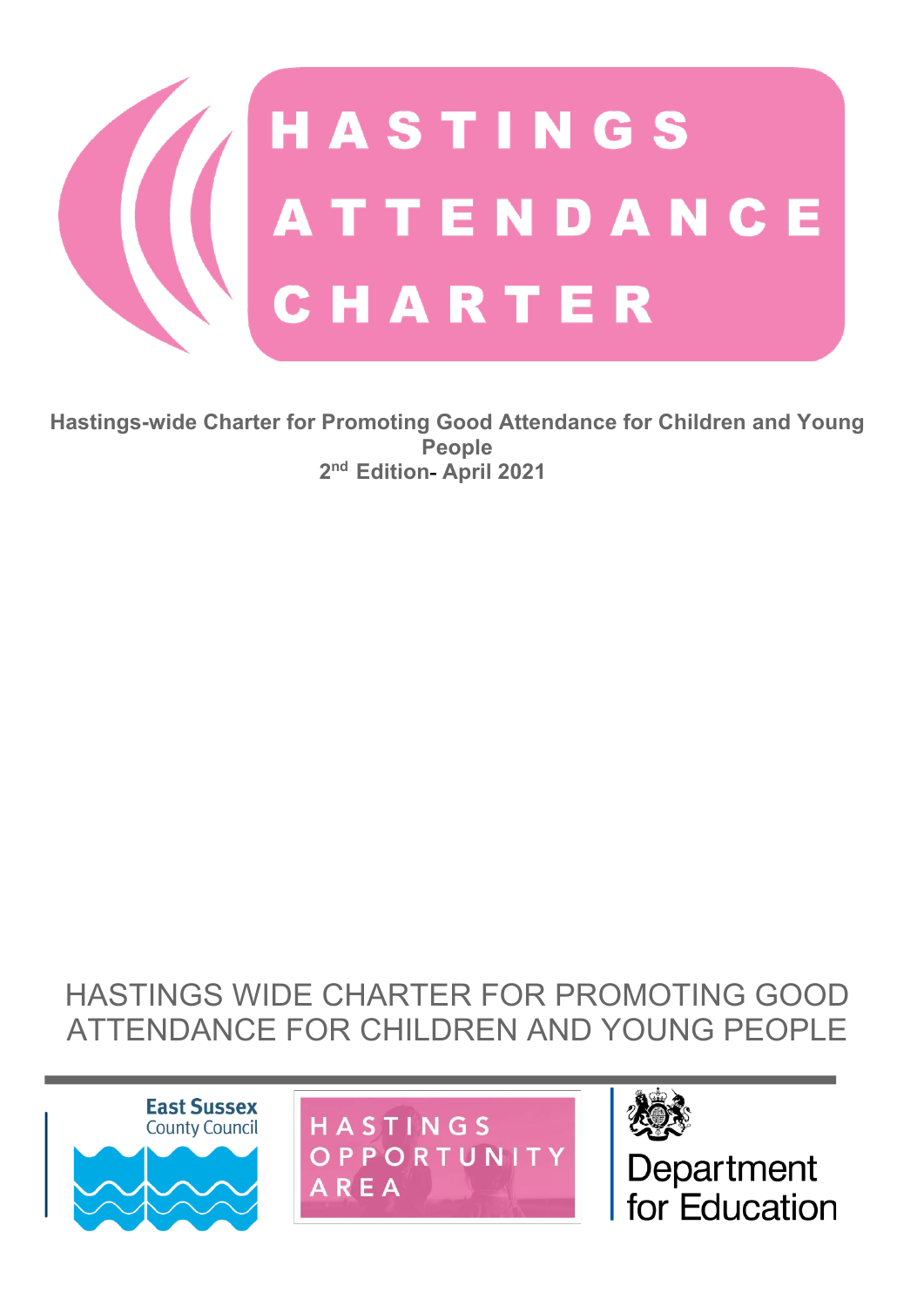# HASTINGS ATTENDANCE CHARTER

**Hastings-wide Charter for Promoting Good Attendance for Children and Young People**
**2nd Edition- April 2021**

HASTINGS WIDE CHARTER FOR PROMOTING GOOD ATTENDANCE FOR CHILDREN AND YOUNG PEOPLE

East Sussex County Council

HASTINGS OPPORTUNITY AREA

Department for Education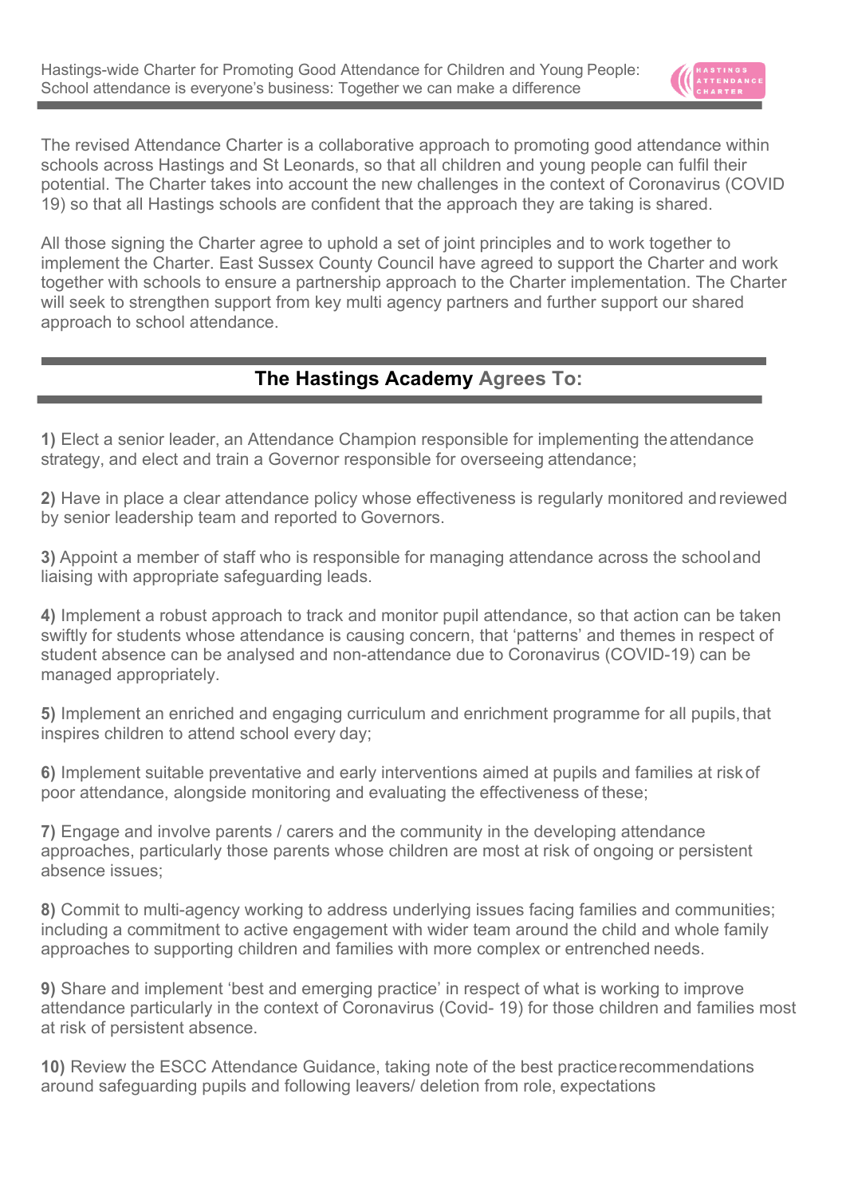The revised Attendance Charter is a collaborative approach to promoting good attendance within schools across Hastings and St Leonards, so that all children and young people can fulfil their potential. The Charter takes into account the new challenges in the context of Coronavirus (COVID 19) so that all Hastings schools are confident that the approach they are taking is shared.

All those signing the Charter agree to uphold a set of joint principles and to work together to implement the Charter. East Sussex County Council have agreed to support the Charter and work together with schools to ensure a partnership approach to the Charter implementation. The Charter will seek to strengthen support from key multi agency partners and further support our shared approach to school attendance.

## The Hastings Academy Agrees To:

**1)** Elect a senior leader, an Attendance Champion responsible for implementing the attendance strategy, and elect and train a Governor responsible for overseeing attendance;

**2)** Have in place a clear attendance policy whose effectiveness is regularly monitored and reviewed by senior leadership team and reported to Governors.

**3)** Appoint a member of staff who is responsible for managing attendance across the school and liaising with appropriate safeguarding leads.

**4)** Implement a robust approach to track and monitor pupil attendance, so that action can be taken swiftly for students whose attendance is causing concern, that 'patterns' and themes in respect of student absence can be analysed and non-attendance due to Coronavirus (COVID-19) can be managed appropriately.

**5)** Implement an enriched and engaging curriculum and enrichment programme for all pupils, that inspires children to attend school every day;

**6)** Implement suitable preventative and early interventions aimed at pupils and families at risk of poor attendance, alongside monitoring and evaluating the effectiveness of these;

**7)** Engage and involve parents / carers and the community in the developing attendance approaches, particularly those parents whose children are most at risk of ongoing or persistent absence issues;

**8)** Commit to multi-agency working to address underlying issues facing families and communities; including a commitment to active engagement with wider team around the child and whole family approaches to supporting children and families with more complex or entrenched needs.

**9)** Share and implement 'best and emerging practice' in respect of what is working to improve attendance particularly in the context of Coronavirus (Covid- 19) for those children and families most at risk of persistent absence.

**10)** Review the ESCC Attendance Guidance, taking note of the best practice recommendations around safeguarding pupils and following leavers/ deletion from role, expectations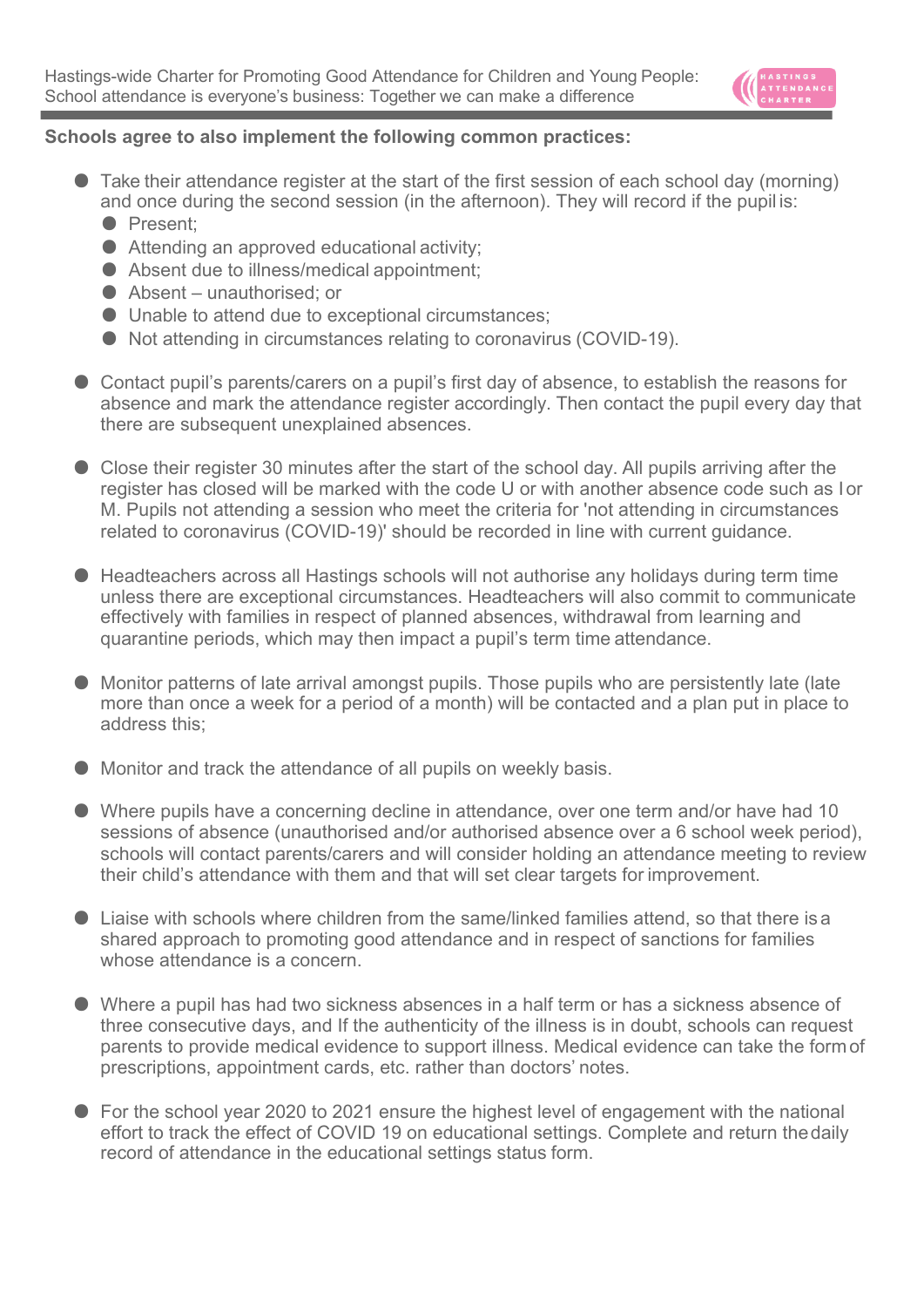**Schools agree to also implement the following common practices:**

- Take their attendance register at the start of the first session of each school day (morning) and once during the second session (in the afternoon). They will record if the pupil is:
  - Present;
  - Attending an approved educational activity;
  - Absent due to illness/medical appointment;
  - Absent – unauthorised; or
  - Unable to attend due to exceptional circumstances;
  - Not attending in circumstances relating to coronavirus (COVID-19).

- Contact pupil's parents/carers on a pupil's first day of absence, to establish the reasons for absence and mark the attendance register accordingly. Then contact the pupil every day that there are subsequent unexplained absences.

- Close their register 30 minutes after the start of the school day. All pupils arriving after the register has closed will be marked with the code U or with another absence code such as I or M. Pupils not attending a session who meet the criteria for 'not attending in circumstances related to coronavirus (COVID-19)' should be recorded in line with current guidance.

- Headteachers across all Hastings schools will not authorise any holidays during term time unless there are exceptional circumstances. Headteachers will also commit to communicate effectively with families in respect of planned absences, withdrawal from learning and quarantine periods, which may then impact a pupil's term time attendance.

- Monitor patterns of late arrival amongst pupils. Those pupils who are persistently late (late more than once a week for a period of a month) will be contacted and a plan put in place to address this;

- Monitor and track the attendance of all pupils on weekly basis.

- Where pupils have a concerning decline in attendance, over one term and/or have had 10 sessions of absence (unauthorised and/or authorised absence over a 6 school week period), schools will contact parents/carers and will consider holding an attendance meeting to review their child's attendance with them and that will set clear targets for improvement.

- Liaise with schools where children from the same/linked families attend, so that there is a shared approach to promoting good attendance and in respect of sanctions for families whose attendance is a concern.

- Where a pupil has had two sickness absences in a half term or has a sickness absence of three consecutive days, and If the authenticity of the illness is in doubt, schools can request parents to provide medical evidence to support illness. Medical evidence can take the form of prescriptions, appointment cards, etc. rather than doctors' notes.

- For the school year 2020 to 2021 ensure the highest level of engagement with the national effort to track the effect of COVID 19 on educational settings. Complete and return the daily record of attendance in the educational settings status form.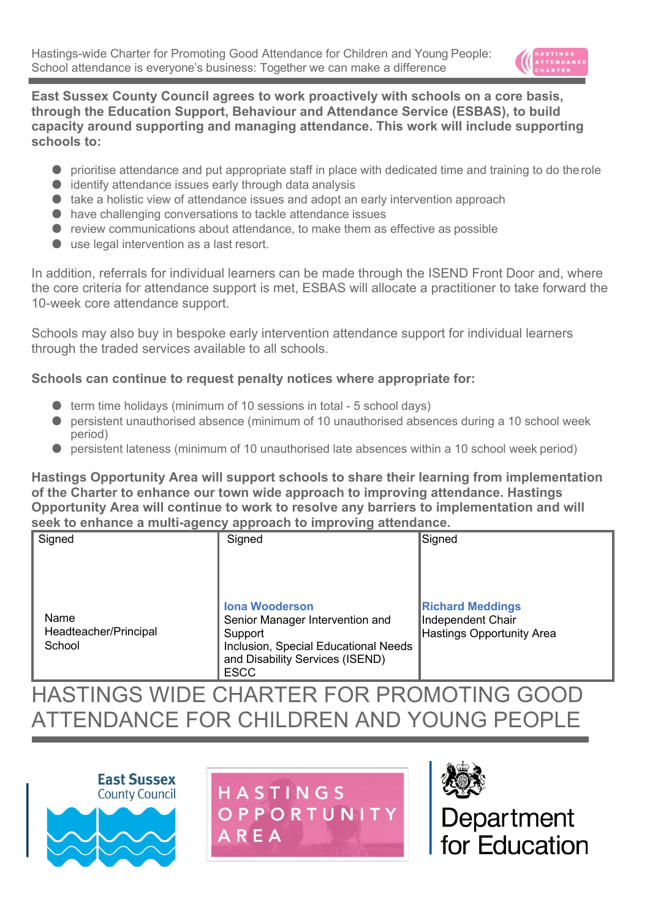**East Sussex County Council agrees to work proactively with schools on a core basis, through the Education Support, Behaviour and Attendance Service (ESBAS), to build capacity around supporting and managing attendance. This work will include supporting schools to:**

- prioritise attendance and put appropriate staff in place with dedicated time and training to do the role
- identify attendance issues early through data analysis
- take a holistic view of attendance issues and adopt an early intervention approach
- have challenging conversations to tackle attendance issues
- review communications about attendance, to make them as effective as possible
- use legal intervention as a last resort.

In addition, referrals for individual learners can be made through the ISEND Front Door and, where the core criteria for attendance support is met, ESBAS will allocate a practitioner to take forward the 10-week core attendance support.

Schools may also buy in bespoke early intervention attendance support for individual learners through the traded services available to all schools.

**Schools can continue to request penalty notices where appropriate for:**

- term time holidays (minimum of 10 sessions in total - 5 school days)
- persistent unauthorised absence (minimum of 10 unauthorised absences during a 10 school week period)
- persistent lateness (minimum of 10 unauthorised late absences within a 10 school week period)

**Hastings Opportunity Area will support schools to share their learning from implementation of the Charter to enhance our town wide approach to improving attendance. Hastings Opportunity Area will continue to work to resolve any barriers to implementation and will seek to enhance a multi-agency approach to improving attendance.**

| | | |
|---|---|---|
| Signed<br><br>Name<br>Headteacher/Principal<br>School | Signed<br><br>**Iona Wooderson**<br>Senior Manager Intervention and Support<br>Inclusion, Special Educational Needs and Disability Services (ISEND)<br>ESCC | Signed<br><br>**Richard Meddings**<br>Independent Chair<br>Hastings Opportunity Area |

# HASTINGS WIDE CHARTER FOR PROMOTING GOOD ATTENDANCE FOR CHILDREN AND YOUNG PEOPLE

East Sussex County Council

HASTINGS OPPORTUNITY AREA

Department for Education